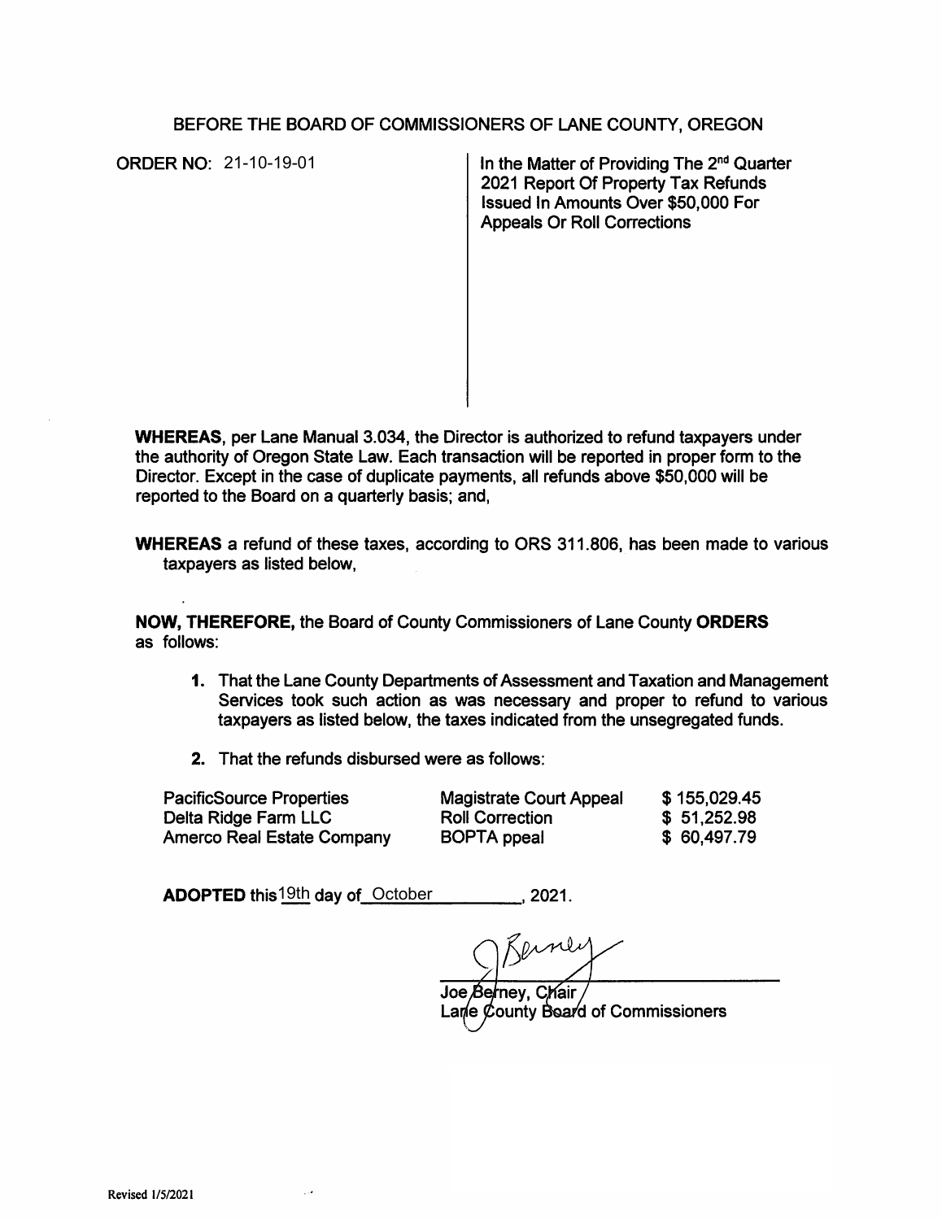# BEFORE THE BOARD OF COMMISSIONERS OF LANE COUNTY, OREGON

**ORDER NO:** 21-10-19-01

**In the Matter of Providing The 2nd Quarter 2021 Report Of Property Tax Refunds Issued In Amounts Over $50,000 For Appeals Or Roll Corrections**

**WHEREAS**, per Lane Manual 3.034, the Director is authorized to refund taxpayers under the authority of Oregon State Law. Each transaction will be reported in proper form to the Director. Except in the case of duplicate payments, all refunds above $50,000 will be reported to the Board on a quarterly basis; and,

**WHEREAS** a refund of these taxes, according to ORS 311.806, has been made to various taxpayers as listed below,

**NOW, THEREFORE,** the Board of County Commissioners of Lane County **ORDERS** as follows:

1. That the Lane County Departments of Assessment and Taxation and Management Services took such action as was necessary and proper to refund to various taxpayers as listed below, the taxes indicated from the unsegregated funds.

2. That the refunds disbursed were as follows:

| | | |
|---|---|---|
| PacificSource Properties | Magistrate Court Appeal | $ 155,029.45 |
| Delta Ridge Farm LLC | Roll Correction | $ 51,252.98 |
| Amerco Real Estate Company | BOPTA ppeal | $ 60,497.79 |

**ADOPTED** this 19th day of October, 2021.

Joe Berney, Chair
Lane County Board of Commissioners

Revised 1/5/2021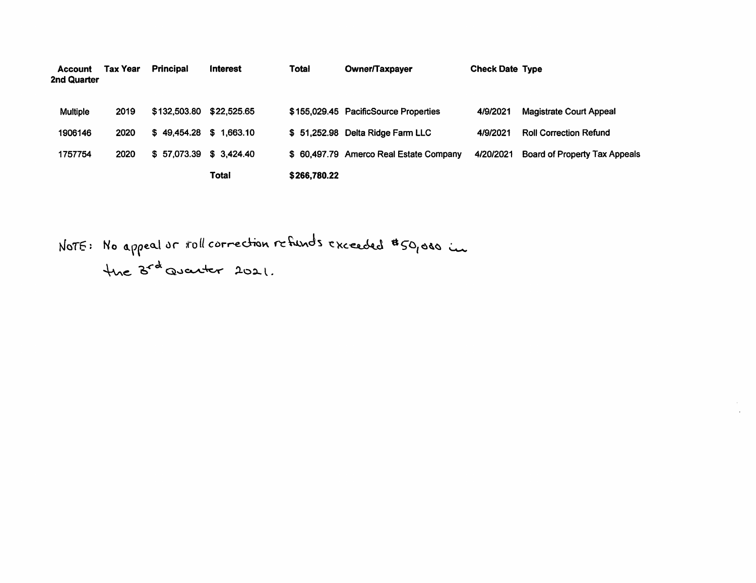| Account 2nd Quarter | Tax Year | Principal | Interest | Total | Owner/Taxpayer | Check Date | Type |
|---|---|---|---|---|---|---|---|
| Multiple | 2019 | $132,503.80 | $22,525.65 | $155,029.45 | PacificSource Properties | 4/9/2021 | Magistrate Court Appeal |
| 1906146 | 2020 | $ 49,454.28 | $ 1,663.10 | $ 51,252.98 | Delta Ridge Farm LLC | 4/9/2021 | Roll Correction Refund |
| 1757754 | 2020 | $ 57,073.39 | $ 3,424.40 | $ 60,497.79 | Amerco Real Estate Company | 4/20/2021 | Board of Property Tax Appeals |
| | | | Total | $266,780.22 | | | |

NOTE: No appeal or roll correction refunds exceeded $50,000 in the 3rd Quarter 2021.